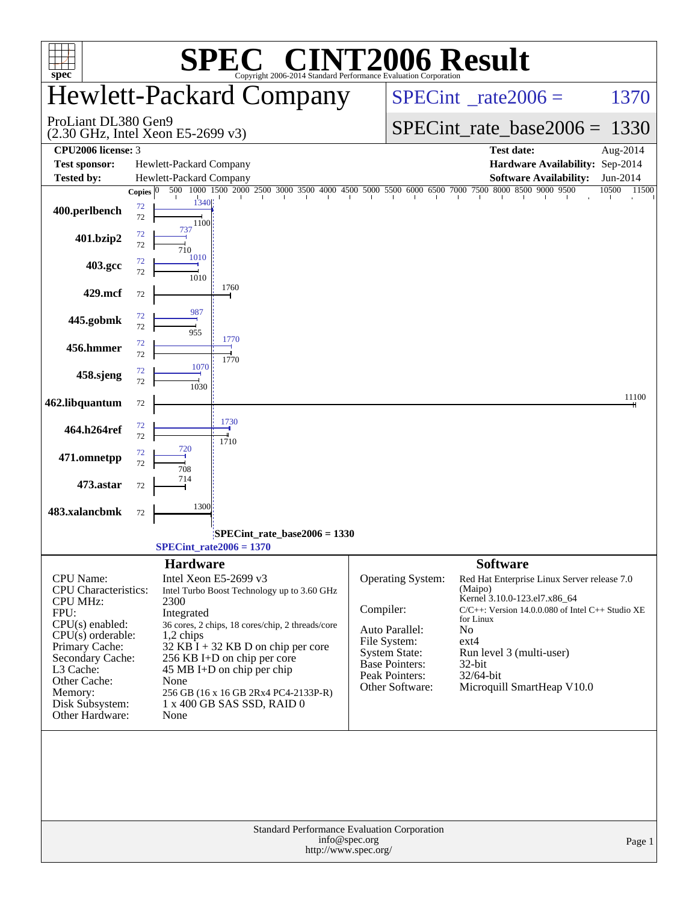# SPEC CINT2006 Result

Copyright 2006-2014 Standard Performance Evaluation Corporation

## Hewlett-Packard Company

ProLiant DL380 Gen9
(2.30 GHz, Intel Xeon E5-2699 v3)

SPECint_rate2006 = 1370

SPECint_rate_base2006 = 1330

| | | | |
|---|---|---|---|
| **CPU2006 license:** 3 | | **Test date:** | Aug-2014 |
| **Test sponsor:** | Hewlett-Packard Company | **Hardware Availability:** | Sep-2014 |
| **Tested by:** | Hewlett-Packard Company | **Software Availability:** | Jun-2014 |

| Benchmark | Copies (peak) | Copies (base) | Peak | Base |
|---|---|---|---|---|
| 400.perlbench | 72 | 72 | 1340 | 1100 |
| 401.bzip2 | 72 | 72 | 737 | 710 |
| 403.gcc | 72 | 72 | 1010 | 1010 |
| 429.mcf | | 72 | | 1760 |
| 445.gobmk | 72 | 72 | 987 | 955 |
| 456.hmmer | 72 | 72 | 1770 | 1770 |
| 458.sjeng | 72 | 72 | 1070 | 1030 |
| 462.libquantum | | 72 | | 11100 |
| 464.h264ref | 72 | 72 | 1730 | 1710 |
| 471.omnetpp | 72 | 72 | 720 | 708 |
| 473.astar | | 72 | | 714 |
| 483.xalancbmk | | 72 | | 1300 |

SPECint_rate_base2006 = 1330

SPECint_rate2006 = 1370

### Hardware

| | |
|---|---|
| CPU Name: | Intel Xeon E5-2699 v3 |
| CPU Characteristics: | Intel Turbo Boost Technology up to 3.60 GHz |
| CPU MHz: | 2300 |
| FPU: | Integrated |
| CPU(s) enabled: | 36 cores, 2 chips, 18 cores/chip, 2 threads/core |
| CPU(s) orderable: | 1,2 chips |
| Primary Cache: | 32 KB I + 32 KB D on chip per core |
| Secondary Cache: | 256 KB I+D on chip per core |
| L3 Cache: | 45 MB I+D on chip per chip |
| Other Cache: | None |
| Memory: | 256 GB (16 x 16 GB 2Rx4 PC4-2133P-R) |
| Disk Subsystem: | 1 x 400 GB SAS SSD, RAID 0 |
| Other Hardware: | None |

### Software

| | |
|---|---|
| Operating System: | Red Hat Enterprise Linux Server release 7.0 (Maipo) Kernel 3.10.0-123.el7.x86_64 |
| Compiler: | C/C++: Version 14.0.0.080 of Intel C++ Studio XE for Linux |
| Auto Parallel: | No |
| File System: | ext4 |
| System State: | Run level 3 (multi-user) |
| Base Pointers: | 32-bit |
| Peak Pointers: | 32/64-bit |
| Other Software: | Microquill SmartHeap V10.0 |

Standard Performance Evaluation Corporation
info@spec.org
http://www.spec.org/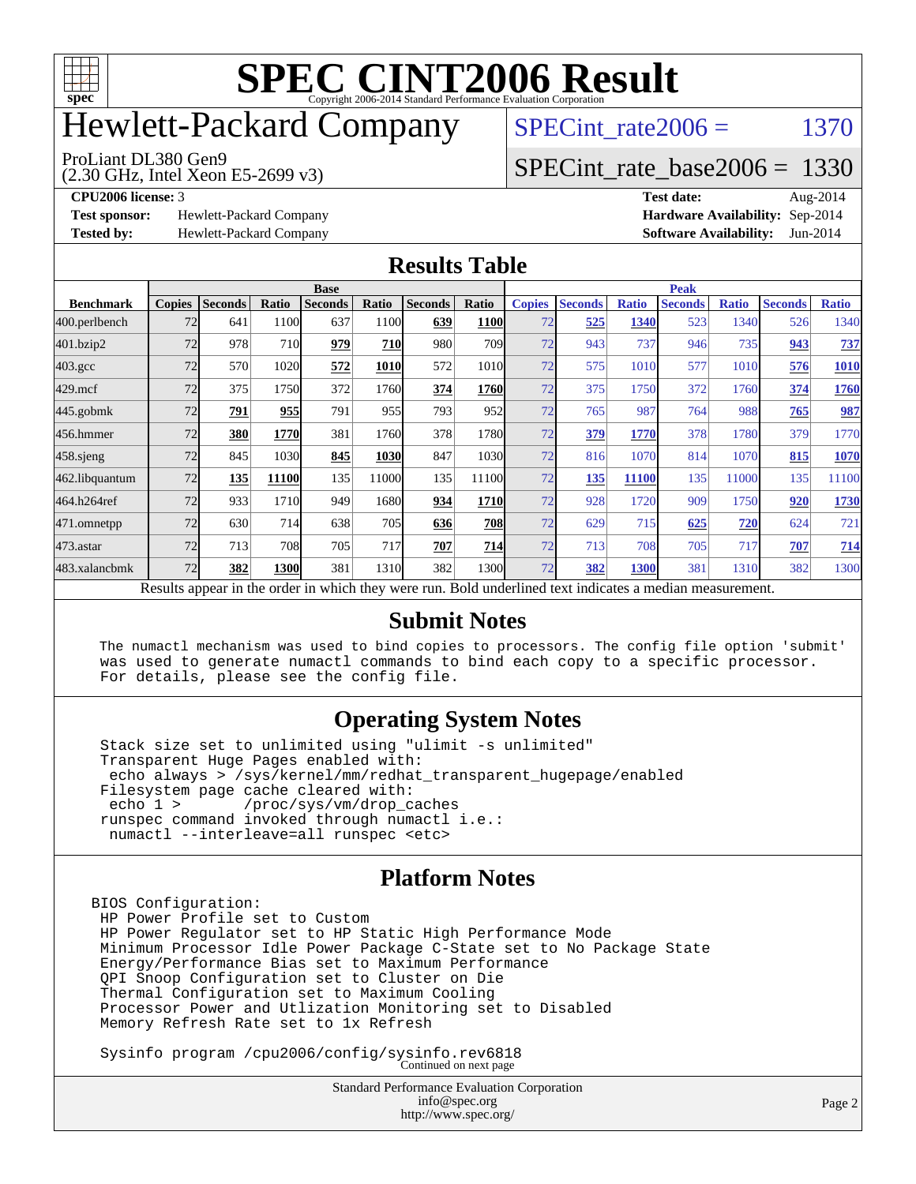# SPEC CINT2006 Result

Copyright 2006-2014 Standard Performance Evaluation Corporation

## Hewlett-Packard Company

ProLiant DL380 Gen9
(2.30 GHz, Intel Xeon E5-2699 v3)

SPECint_rate2006 = 1370

SPECint_rate_base2006 = 1330

**CPU2006 license:** 3
**Test sponsor:** Hewlett-Packard Company
**Tested by:** Hewlett-Packard Company

**Test date:** Aug-2014
**Hardware Availability:** Sep-2014
**Software Availability:** Jun-2014

## Results Table

| | Base | | | | | | | | Peak | | | | | | |
|---|---|---|---|---|---|---|---|---|---|---|---|---|---|---|---|
| **Benchmark** | **Copies** | **Seconds** | **Ratio** | **Seconds** | **Ratio** | **Seconds** | **Ratio** | **Copies** | **Seconds** | **Ratio** | **Seconds** | **Ratio** | **Seconds** | **Ratio** |
| 400.perlbench | 72 | 641 | 1100 | 637 | 1100 | **639** | **1100** | 72 | **525** | **1340** | 523 | 1340 | 526 | 1340 |
| 401.bzip2 | 72 | 978 | 710 | **979** | **710** | 980 | 709 | 72 | 943 | 737 | 946 | 735 | **943** | **737** |
| 403.gcc | 72 | 570 | 1020 | **572** | **1010** | 572 | 1010 | 72 | 575 | 1010 | 577 | 1010 | **576** | **1010** |
| 429.mcf | 72 | 375 | 1750 | 372 | 1760 | **374** | **1760** | 72 | 375 | 1750 | 372 | 1760 | **374** | **1760** |
| 445.gobmk | 72 | **791** | **955** | 791 | 955 | 793 | 952 | 72 | 765 | 987 | 764 | 988 | **765** | **987** |
| 456.hmmer | 72 | **380** | **1770** | 381 | 1760 | 378 | 1780 | 72 | **379** | **1770** | 378 | 1780 | 379 | 1770 |
| 458.sjeng | 72 | 845 | 1030 | **845** | **1030** | 847 | 1030 | 72 | 816 | 1070 | 814 | 1070 | **815** | **1070** |
| 462.libquantum | 72 | **135** | **11100** | 135 | 11000 | 135 | 11100 | 72 | **135** | **11100** | 135 | 11000 | 135 | 11100 |
| 464.h264ref | 72 | 933 | 1710 | 949 | 1680 | **934** | **1710** | 72 | 928 | 1720 | 909 | 1750 | **920** | **1730** |
| 471.omnetpp | 72 | 630 | 714 | 638 | 705 | **636** | **708** | 72 | 629 | 715 | **625** | **720** | 624 | 721 |
| 473.astar | 72 | 713 | 708 | 705 | 717 | **707** | **714** | 72 | 713 | 708 | 705 | 717 | **707** | **714** |
| 483.xalancbmk | 72 | **382** | **1300** | 381 | 1310 | 382 | 1300 | 72 | **382** | **1300** | 381 | 1310 | 382 | 1300 |

Results appear in the order in which they were run. Bold underlined text indicates a median measurement.

## Submit Notes

```
The numactl mechanism was used to bind copies to processors. The config file option 'submit'
was used to generate numactl commands to bind each copy to a specific processor.
For details, please see the config file.
```

## Operating System Notes

```
Stack size set to unlimited using "ulimit -s unlimited"
Transparent Huge Pages enabled with:
 echo always > /sys/kernel/mm/redhat_transparent_hugepage/enabled
Filesystem page cache cleared with:
 echo 1 >       /proc/sys/vm/drop_caches
runspec command invoked through numactl i.e.:
 numactl --interleave=all runspec <etc>
```

## Platform Notes

```
BIOS Configuration:
 HP Power Profile set to Custom
 HP Power Regulator set to HP Static High Performance Mode
 Minimum Processor Idle Power Package C-State set to No Package State
 Energy/Performance Bias set to Maximum Performance
 QPI Snoop Configuration set to Cluster on Die
 Thermal Configuration set to Maximum Cooling
 Processor Power and Utlization Monitoring set to Disabled
 Memory Refresh Rate set to 1x Refresh

 Sysinfo program /cpu2006/config/sysinfo.rev6818
```

Continued on next page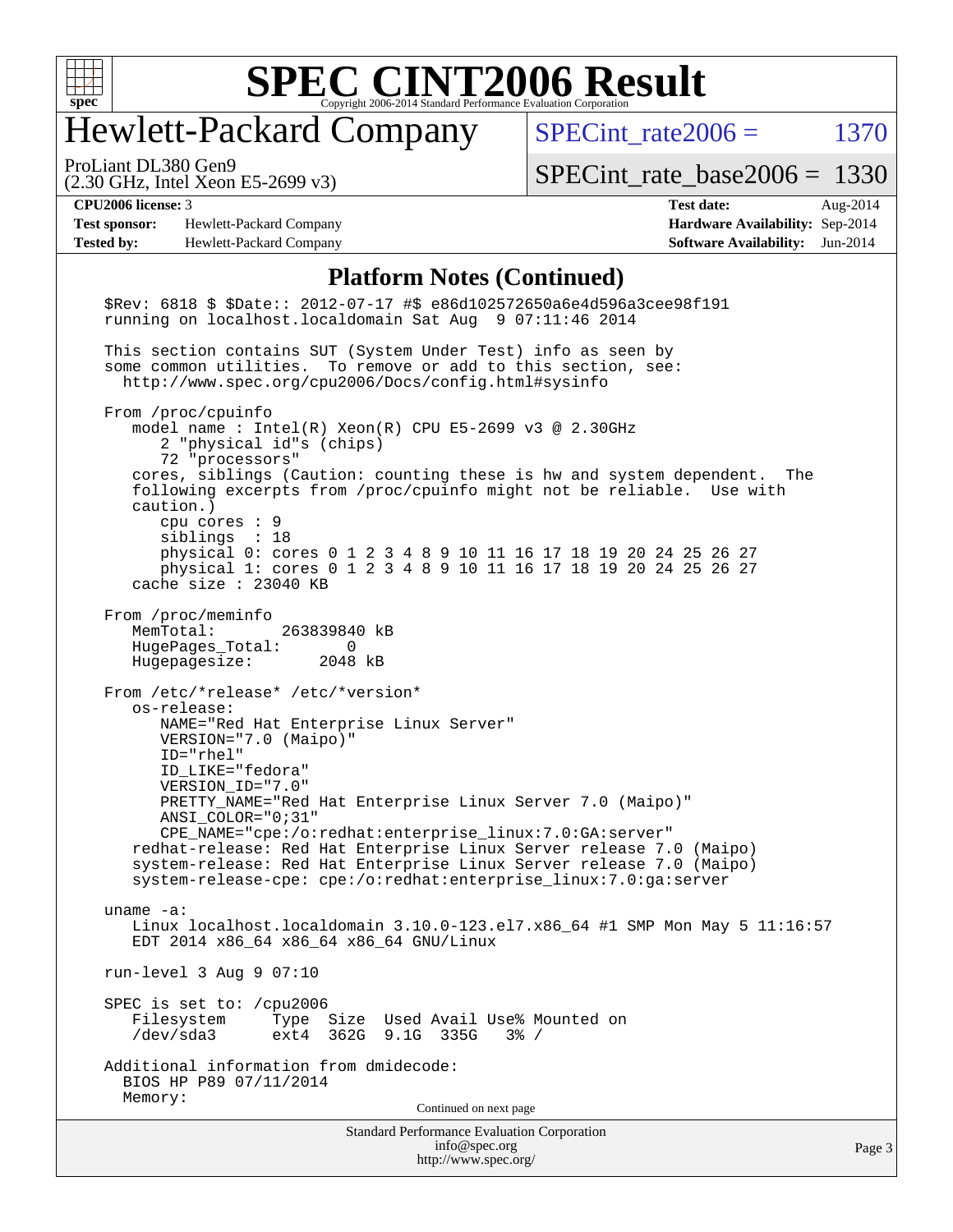# SPEC CINT2006 Result

## Hewlett-Packard Company

ProLiant DL380 Gen9
(2.30 GHz, Intel Xeon E5-2699 v3)

SPECint_rate2006 = 1370

SPECint_rate_base2006 = 1330

| | | | |
|---|---|---|---|
| **CPU2006 license:** 3 | | **Test date:** | Aug-2014 |
| **Test sponsor:** | Hewlett-Packard Company | **Hardware Availability:** | Sep-2014 |
| **Tested by:** | Hewlett-Packard Company | **Software Availability:** | Jun-2014 |

### Platform Notes (Continued)

```
$Rev: 6818 $ $Date:: 2012-07-17 #$ e86d102572650a6e4d596a3cee98f191
running on localhost.localdomain Sat Aug  9 07:11:46 2014

This section contains SUT (System Under Test) info as seen by
some common utilities.  To remove or add to this section, see:
  http://www.spec.org/cpu2006/Docs/config.html#sysinfo

From /proc/cpuinfo
   model name : Intel(R) Xeon(R) CPU E5-2699 v3 @ 2.30GHz
      2 "physical id"s (chips)
      72 "processors"
   cores, siblings (Caution: counting these is hw and system dependent.  The
   following excerpts from /proc/cpuinfo might not be reliable.  Use with
   caution.)
      cpu cores : 9
      siblings  : 18
      physical 0: cores 0 1 2 3 4 8 9 10 11 16 17 18 19 20 24 25 26 27
      physical 1: cores 0 1 2 3 4 8 9 10 11 16 17 18 19 20 24 25 26 27
   cache size : 23040 KB

From /proc/meminfo
   MemTotal:       263839840 kB
   HugePages_Total:       0
   Hugepagesize:       2048 kB

From /etc/*release* /etc/*version*
   os-release:
      NAME="Red Hat Enterprise Linux Server"
      VERSION="7.0 (Maipo)"
      ID="rhel"
      ID_LIKE="fedora"
      VERSION_ID="7.0"
      PRETTY_NAME="Red Hat Enterprise Linux Server 7.0 (Maipo)"
      ANSI_COLOR="0;31"
      CPE_NAME="cpe:/o:redhat:enterprise_linux:7.0:GA:server"
   redhat-release: Red Hat Enterprise Linux Server release 7.0 (Maipo)
   system-release: Red Hat Enterprise Linux Server release 7.0 (Maipo)
   system-release-cpe: cpe:/o:redhat:enterprise_linux:7.0:ga:server

uname -a:
   Linux localhost.localdomain 3.10.0-123.el7.x86_64 #1 SMP Mon May 5 11:16:57
   EDT 2014 x86_64 x86_64 x86_64 GNU/Linux

run-level 3 Aug 9 07:10

SPEC is set to: /cpu2006
   Filesystem     Type  Size  Used Avail Use% Mounted on
   /dev/sda3      ext4  362G  9.1G  335G   3% /

Additional information from dmidecode:
  BIOS HP P89 07/11/2014
  Memory:
```

Continued on next page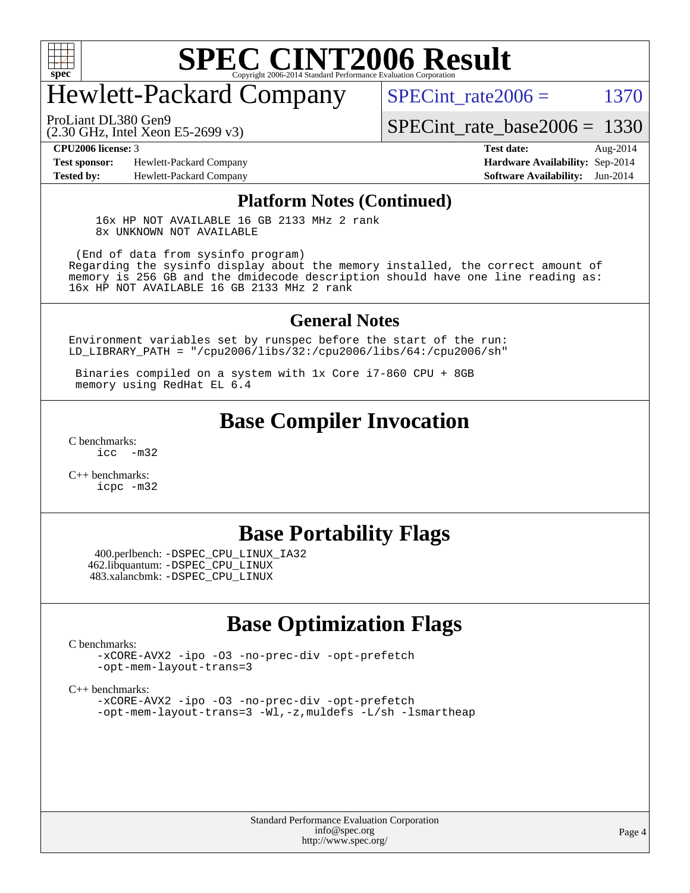## Platform Notes (Continued)

```
    16x HP NOT AVAILABLE 16 GB 2133 MHz 2 rank
    8x UNKNOWN NOT AVAILABLE

 (End of data from sysinfo program)
Regarding the sysinfo display about the memory installed, the correct amount of
memory is 256 GB and the dmidecode description should have one line reading as:
16x HP NOT AVAILABLE 16 GB 2133 MHz 2 rank
```

## General Notes

```
Environment variables set by runspec before the start of the run:
LD_LIBRARY_PATH = "/cpu2006/libs/32:/cpu2006/libs/64:/cpu2006/sh"

 Binaries compiled on a system with 1x Core i7-860 CPU + 8GB
 memory using RedHat EL 6.4
```

## Base Compiler Invocation

C benchmarks:
`icc -m32`

C++ benchmarks:
`icpc -m32`

## Base Portability Flags

400.perlbench: `-DSPEC_CPU_LINUX_IA32`
462.libquantum: `-DSPEC_CPU_LINUX`
483.xalancbmk: `-DSPEC_CPU_LINUX`

## Base Optimization Flags

C benchmarks:
`-xCORE-AVX2 -ipo -O3 -no-prec-div -opt-prefetch -opt-mem-layout-trans=3`

C++ benchmarks:
`-xCORE-AVX2 -ipo -O3 -no-prec-div -opt-prefetch -opt-mem-layout-trans=3 -Wl,-z,muldefs -L/sh -lsmartheap`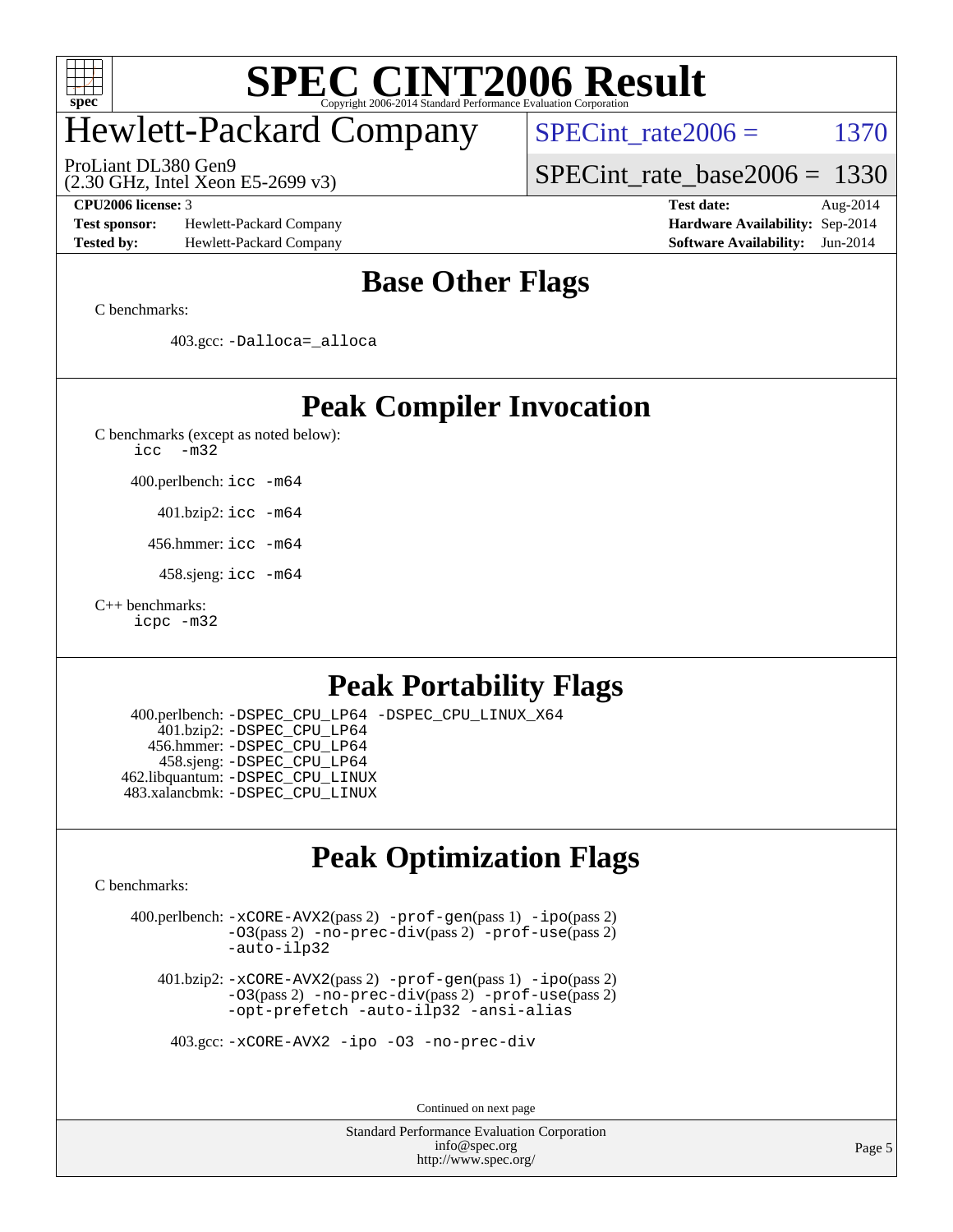# SPEC CINT2006 Result

## Hewlett-Packard Company

ProLiant DL380 Gen9
(2.30 GHz, Intel Xeon E5-2699 v3)

SPECint_rate2006 = 1370

SPECint_rate_base2006 = 1330

| | | | |
|---|---|---|---|
| **CPU2006 license:** 3 | | **Test date:** | Aug-2014 |
| **Test sponsor:** | Hewlett-Packard Company | **Hardware Availability:** | Sep-2014 |
| **Tested by:** | Hewlett-Packard Company | **Software Availability:** | Jun-2014 |

## Base Other Flags

C benchmarks:

403.gcc: `-Dalloca=_alloca`

## Peak Compiler Invocation

C benchmarks (except as noted below):
`icc -m32`

400.perlbench: `icc -m64`

401.bzip2: `icc -m64`

456.hmmer: `icc -m64`

458.sjeng: `icc -m64`

C++ benchmarks:
`icpc -m32`

## Peak Portability Flags

400.perlbench: `-DSPEC_CPU_LP64 -DSPEC_CPU_LINUX_X64`
401.bzip2: `-DSPEC_CPU_LP64`
456.hmmer: `-DSPEC_CPU_LP64`
458.sjeng: `-DSPEC_CPU_LP64`
462.libquantum: `-DSPEC_CPU_LINUX`
483.xalancbmk: `-DSPEC_CPU_LINUX`

## Peak Optimization Flags

C benchmarks:

400.perlbench: `-xCORE-AVX2`(pass 2) `-prof-gen`(pass 1) `-ipo`(pass 2) `-O3`(pass 2) `-no-prec-div`(pass 2) `-prof-use`(pass 2) `-auto-ilp32`

401.bzip2: `-xCORE-AVX2`(pass 2) `-prof-gen`(pass 1) `-ipo`(pass 2) `-O3`(pass 2) `-no-prec-div`(pass 2) `-prof-use`(pass 2) `-opt-prefetch -auto-ilp32 -ansi-alias`

403.gcc: `-xCORE-AVX2 -ipo -O3 -no-prec-div`

Continued on next page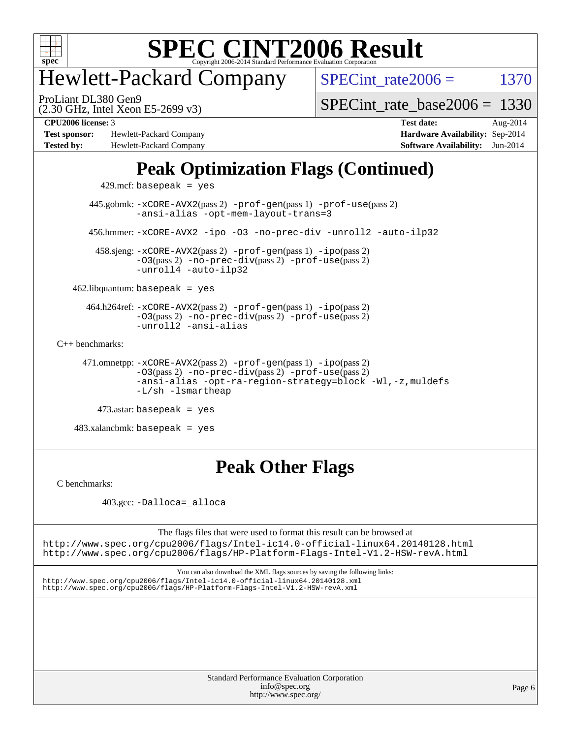# SPEC CINT2006 Result

Copyright 2006-2014 Standard Performance Evaluation Corporation

## Hewlett-Packard Company

ProLiant DL380 Gen9
(2.30 GHz, Intel Xeon E5-2699 v3)

SPECint_rate2006 = 1370

SPECint_rate_base2006 = 1330

**CPU2006 license:** 3
**Test sponsor:** Hewlett-Packard Company
**Tested by:** Hewlett-Packard Company

**Test date:** Aug-2014
**Hardware Availability:** Sep-2014
**Software Availability:** Jun-2014

## Peak Optimization Flags (Continued)

429.mcf: basepeak = yes

445.gobmk: -xCORE-AVX2(pass 2) -prof-gen(pass 1) -prof-use(pass 2) -ansi-alias -opt-mem-layout-trans=3

456.hmmer: -xCORE-AVX2 -ipo -O3 -no-prec-div -unroll2 -auto-ilp32

458.sjeng: -xCORE-AVX2(pass 2) -prof-gen(pass 1) -ipo(pass 2) -O3(pass 2) -no-prec-div(pass 2) -prof-use(pass 2) -unroll4 -auto-ilp32

462.libquantum: basepeak = yes

464.h264ref: -xCORE-AVX2(pass 2) -prof-gen(pass 1) -ipo(pass 2) -O3(pass 2) -no-prec-div(pass 2) -prof-use(pass 2) -unroll2 -ansi-alias

C++ benchmarks:

471.omnetpp: -xCORE-AVX2(pass 2) -prof-gen(pass 1) -ipo(pass 2) -O3(pass 2) -no-prec-div(pass 2) -prof-use(pass 2) -ansi-alias -opt-ra-region-strategy=block -Wl,-z,muldefs -L/sh -lsmartheap

473.astar: basepeak = yes

483.xalancbmk: basepeak = yes

## Peak Other Flags

C benchmarks:

403.gcc: -Dalloca=_alloca

The flags files that were used to format this result can be browsed at
http://www.spec.org/cpu2006/flags/Intel-ic14.0-official-linux64.20140128.html
http://www.spec.org/cpu2006/flags/HP-Platform-Flags-Intel-V1.2-HSW-revA.html

You can also download the XML flags sources by saving the following links:
http://www.spec.org/cpu2006/flags/Intel-ic14.0-official-linux64.20140128.xml
http://www.spec.org/cpu2006/flags/HP-Platform-Flags-Intel-V1.2-HSW-revA.xml

Standard Performance Evaluation Corporation
info@spec.org
http://www.spec.org/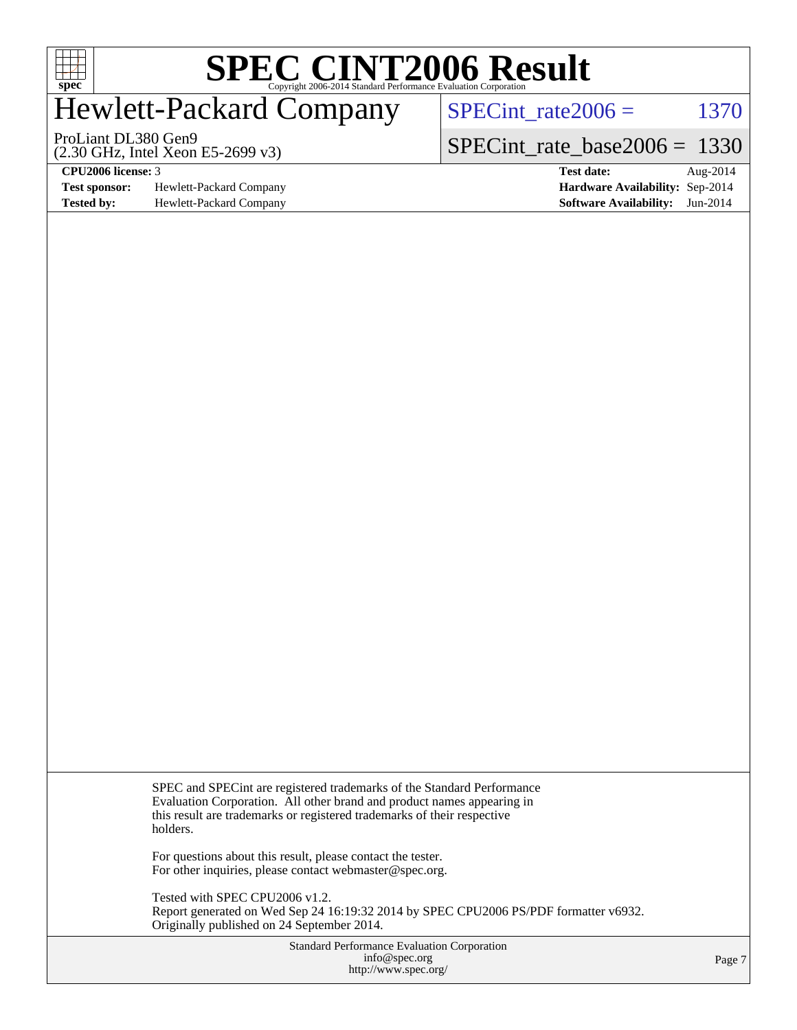SPEC and SPECint are registered trademarks of the Standard Performance Evaluation Corporation. All other brand and product names appearing in this result are trademarks or registered trademarks of their respective holders.

For questions about this result, please contact the tester.
For other inquiries, please contact webmaster@spec.org.

Tested with SPEC CPU2006 v1.2.
Report generated on Wed Sep 24 16:19:32 2014 by SPEC CPU2006 PS/PDF formatter v6932.
Originally published on 24 September 2014.